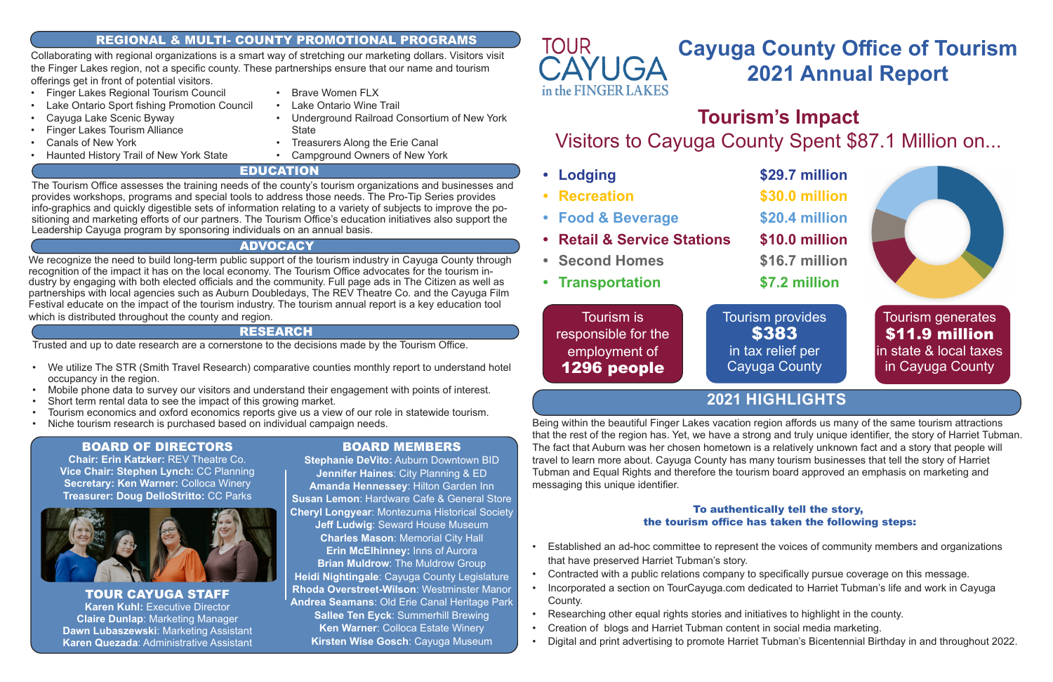# Cayuga County Office of Tourism 2021 Annual Report

TOUR CAYUGA in the FINGER LAKES

## Tourism's Impact

### Visitors to Cayuga County Spent $87.1 Million on...

| Category | Amount |
| --- | --- |
| Lodging | $29.7 million |
| Recreation | $30.0 million |
| Food & Beverage | $20.4 million |
| Retail & Service Stations | $10.0 million |
| Second Homes | $16.7 million |
| Transportation | $7.2 million |

Tourism is responsible for the employment of **1296 people**

Tourism provides **$383** in tax relief per Cayuga County

Tourism generates **$11.9 million** in state & local taxes in Cayuga County

## 2021 HIGHLIGHTS

Being within the beautiful Finger Lakes vacation region affords us many of the same tourism attractions that the rest of the region has. Yet, we have a strong and truly unique identifier, the story of Harriet Tubman. The fact that Auburn was her chosen hometown is a relatively unknown fact and a story that people will travel to learn more about. Cayuga County has many tourism businesses that tell the story of Harriet Tubman and Equal Rights and therefore the tourism board approved an emphasis on marketing and messaging this unique identifier.

**To authentically tell the story, the tourism office has taken the following steps:**

- Established an ad-hoc committee to represent the voices of community members and organizations that have preserved Harriet Tubman's story.
- Contracted with a public relations company to specifically pursue coverage on this message.
- Incorporated a section on TourCayuga.com dedicated to Harriet Tubman's life and work in Cayuga County.
- Researching other equal rights stories and initiatives to highlight in the county.
- Creation of blogs and Harriet Tubman content in social media marketing.
- Digital and print advertising to promote Harriet Tubman's Bicentennial Birthday in and throughout 2022.

## REGIONAL & MULTI- COUNTY PROMOTIONAL PROGRAMS

Collaborating with regional organizations is a smart way of stretching our marketing dollars. Visitors visit the Finger Lakes region, not a specific county. These partnerships ensure that our name and tourism offerings get in front of potential visitors.

- Finger Lakes Regional Tourism Council
- Lake Ontario Sport fishing Promotion Council
- Cayuga Lake Scenic Byway
- Finger Lakes Tourism Alliance
- Canals of New York
- Haunted History Trail of New York State
- Brave Women FLX
- Lake Ontario Wine Trail
- Underground Railroad Consortium of New York State
- Treasurers Along the Erie Canal
- Campground Owners of New York

## EDUCATION

The Tourism Office assesses the training needs of the county's tourism organizations and businesses and provides workshops, programs and special tools to address those needs. The Pro-Tip Series provides info-graphics and quickly digestible sets of information relating to a variety of subjects to improve the positioning and marketing efforts of our partners. The Tourism Office's education initiatives also support the Leadership Cayuga program by sponsoring individuals on an annual basis.

## ADVOCACY

We recognize the need to build long-term public support of the tourism industry in Cayuga County through recognition of the impact it has on the local economy. The Tourism Office advocates for the tourism industry by engaging with both elected officials and the community. Full page ads in The Citizen as well as partnerships with local agencies such as Auburn Doubledays, The REV Theatre Co. and the Cayuga Film Festival educate on the impact of the tourism industry. The tourism annual report is a key education tool which is distributed throughout the county and region.

## RESEARCH

Trusted and up to date research are a cornerstone to the decisions made by the Tourism Office.

- We utilize The STR (Smith Travel Research) comparative counties monthly report to understand hotel occupancy in the region.
- Mobile phone data to survey our visitors and understand their engagement with points of interest.
- Short term rental data to see the impact of this growing market.
- Tourism economics and oxford economics reports give us a view of our role in statewide tourism.
- Niche tourism research is purchased based on individual campaign needs.

## BOARD OF DIRECTORS

**Chair: Erin Katzker:** REV Theatre Co.
**Vice Chair: Stephen Lynch:** CC Planning
**Secretary: Ken Warner:** Colloca Winery
**Treasurer: Doug DelloStritto:** CC Parks

## TOUR CAYUGA STAFF

**Karen Kuhl:** Executive Director
**Claire Dunlap**: Marketing Manager
**Dawn Lubaszewski**: Marketing Assistant
**Karen Quezada**: Administrative Assistant

## BOARD MEMBERS

**Stephanie DeVito:** Auburn Downtown BID
**Jennifer Haines**: City Planning & ED
**Amanda Hennessey**: Hilton Garden Inn
**Susan Lemon**: Hardware Cafe & General Store
**Cheryl Longyear**: Montezuma Historical Society
**Jeff Ludwig**: Seward House Museum
**Charles Mason**: Memorial City Hall
**Erin McElhinney:** Inns of Aurora
**Brian Muldrow**: The Muldrow Group
**Heidi Nightingale**: Cayuga County Legislature
**Rhoda Overstreet-Wilson**: Westminster Manor
**Andrea Seamans**: Old Erie Canal Heritage Park
**Sallee Ten Eyck**: Summerhill Brewing
**Ken Warner**: Colloca Estate Winery
**Kirsten Wise Gosch**: Cayuga Museum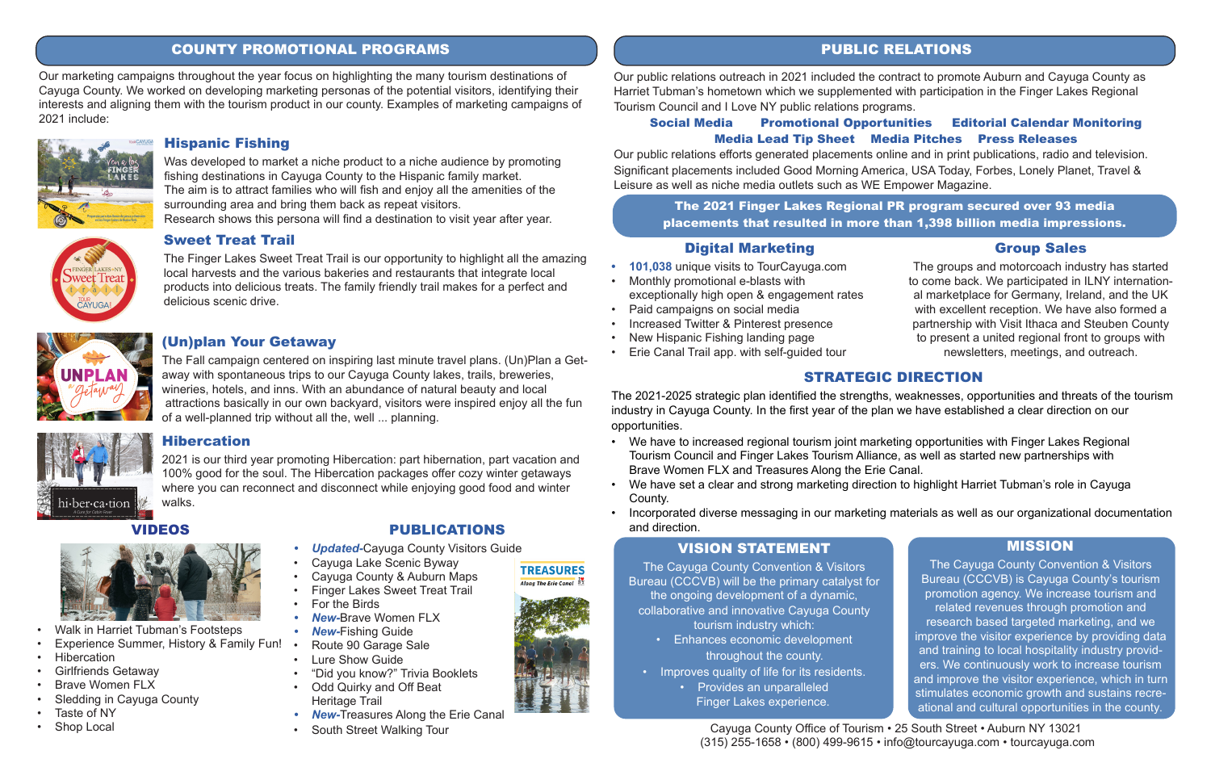## COUNTY PROMOTIONAL PROGRAMS

Our marketing campaigns throughout the year focus on highlighting the many tourism destinations of Cayuga County. We worked on developing marketing personas of the potential visitors, identifying their interests and aligning them with the tourism product in our county. Examples of marketing campaigns of 2021 include:

### Hispanic Fishing

Was developed to market a niche product to a niche audience by promoting fishing destinations in Cayuga County to the Hispanic family market.
The aim is to attract families who will fish and enjoy all the amenities of the surrounding area and bring them back as repeat visitors.
Research shows this persona will find a destination to visit year after year.

### Sweet Treat Trail

The Finger Lakes Sweet Treat Trail is our opportunity to highlight all the amazing local harvests and the various bakeries and restaurants that integrate local products into delicious treats. The family friendly trail makes for a perfect and delicious scenic drive.

### (Un)plan Your Getaway

The Fall campaign centered on inspiring last minute travel plans. (Un)Plan a Getaway with spontaneous trips to our Cayuga County lakes, trails, breweries, wineries, hotels, and inns. With an abundance of natural beauty and local attractions basically in our own backyard, visitors were inspired enjoy all the fun of a well-planned trip without all the, well ... planning.

### Hibercation

2021 is our third year promoting Hibercation: part hibernation, part vacation and 100% good for the soul. The Hibercation packages offer cozy winter getaways where you can reconnect and disconnect while enjoying good food and winter walks.

### VIDEOS

- Walk in Harriet Tubman's Footsteps
- Experience Summer, History & Family Fun!
- Hibercation
- Girlfriends Getaway
- Brave Women FLX
- Sledding in Cayuga County
- Taste of NY
- Shop Local

### PUBLICATIONS

- ***Updated***-Cayuga County Visitors Guide
- Cayuga Lake Scenic Byway
- Cayuga County & Auburn Maps
- Finger Lakes Sweet Treat Trail
- For the Birds
- ***New***-Brave Women FLX
- ***New***-Fishing Guide
- Route 90 Garage Sale
- Lure Show Guide
- "Did you know?" Trivia Booklets
- Odd Quirky and Off Beat Heritage Trail
- ***New***-Treasures Along the Erie Canal
- South Street Walking Tour

## PUBLIC RELATIONS

Our public relations outreach in 2021 included the contract to promote Auburn and Cayuga County as Harriet Tubman's hometown which we supplemented with participation in the Finger Lakes Regional Tourism Council and I Love NY public relations programs.

**Social Media** **Promotional Opportunities** **Editorial Calendar Monitoring**
**Media Lead Tip Sheet** **Media Pitches** **Press Releases**

Our public relations efforts generated placements online and in print publications, radio and television. Significant placements included Good Morning America, USA Today, Forbes, Lonely Planet, Travel & Leisure as well as niche media outlets such as WE Empower Magazine.

**The 2021 Finger Lakes Regional PR program secured over 93 media placements that resulted in more than 1,398 billion media impressions.**

### Digital Marketing

- **101,038** unique visits to TourCayuga.com
- Monthly promotional e-blasts with exceptionally high open & engagement rates
- Paid campaigns on social media
- Increased Twitter & Pinterest presence
- New Hispanic Fishing landing page
- Erie Canal Trail app. with self-guided tour

### Group Sales

The groups and motorcoach industry has started to come back. We participated in ILNY international marketplace for Germany, Ireland, and the UK with excellent reception. We have also formed a partnership with Visit Ithaca and Steuben County to present a united regional front to groups with newsletters, meetings, and outreach.

## STRATEGIC DIRECTION

The 2021-2025 strategic plan identified the strengths, weaknesses, opportunities and threats of the tourism industry in Cayuga County. In the first year of the plan we have established a clear direction on our opportunities.

- We have to increased regional tourism joint marketing opportunities with Finger Lakes Regional Tourism Council and Finger Lakes Tourism Alliance, as well as started new partnerships with Brave Women FLX and Treasures Along the Erie Canal.
- We have set a clear and strong marketing direction to highlight Harriet Tubman's role in Cayuga County.
- Incorporated diverse messaging in our marketing materials as well as our organizational documentation and direction.

### VISION STATEMENT

The Cayuga County Convention & Visitors Bureau (CCCVB) will be the primary catalyst for the ongoing development of a dynamic, collaborative and innovative Cayuga County tourism industry which:

- Enhances economic development throughout the county.
- Improves quality of life for its residents.
- Provides an unparalleled Finger Lakes experience.

### MISSION

The Cayuga County Convention & Visitors Bureau (CCCVB) is Cayuga County's tourism promotion agency. We increase tourism and related revenues through promotion and research based targeted marketing, and we improve the visitor experience by providing data and training to local hospitality industry providers. We continuously work to increase tourism and improve the visitor experience, which in turn stimulates economic growth and sustains recreational and cultural opportunities in the county.

Cayuga County Office of Tourism • 25 South Street • Auburn NY 13021
(315) 255-1658 • (800) 499-9615 • info@tourcayuga.com • tourcayuga.com